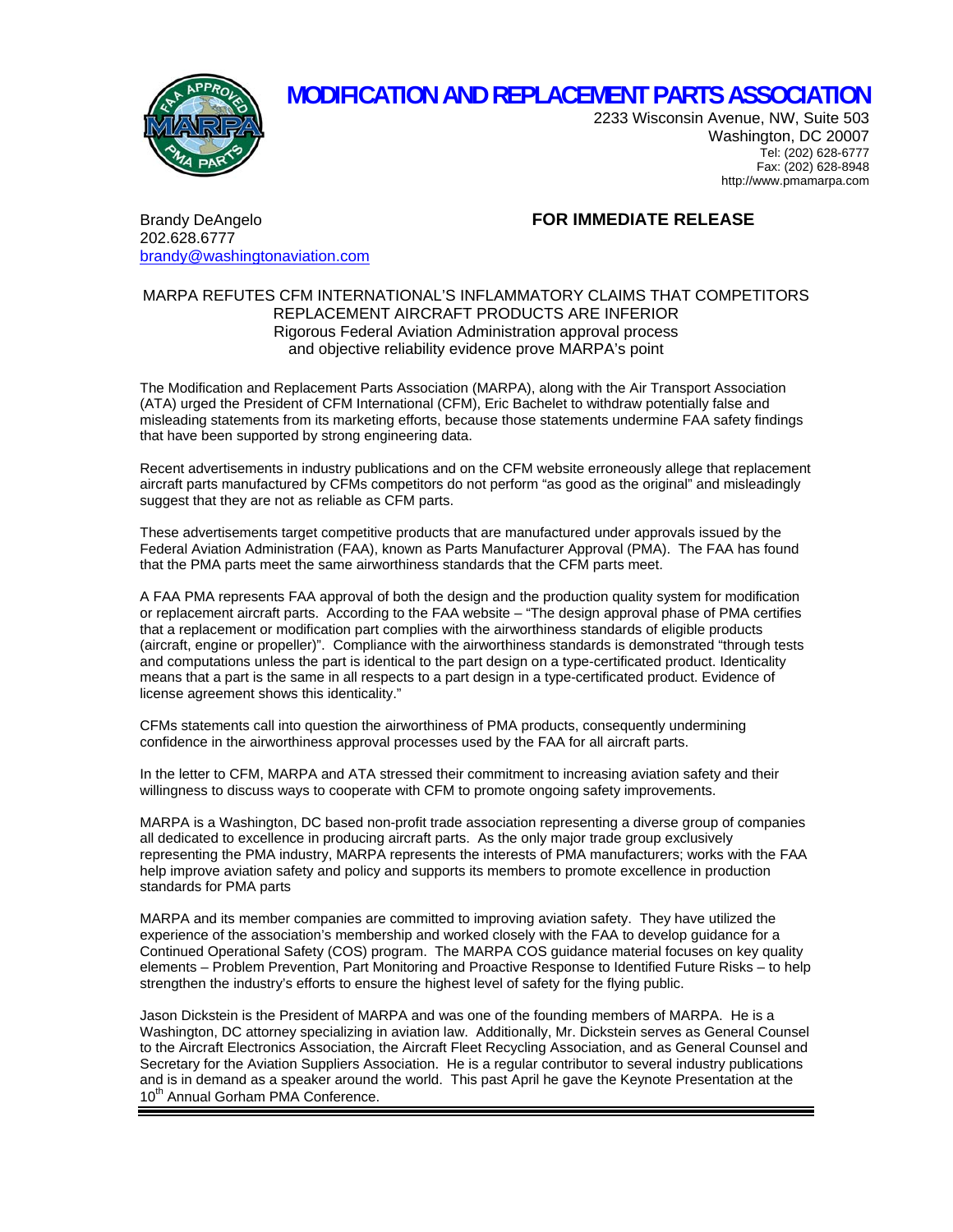# MODIFICATION AND REPLACEMENT PARTS ASSOCIATION

2233 Wisconsin Avenue, NW, Suite 503
Washington, DC 20007
Tel: (202) 628-6777
Fax: (202) 628-8948
http://www.pmamarpa.com

Brandy DeAngelo
202.628.6777
brandy@washingtonaviation.com

**FOR IMMEDIATE RELEASE**

## MARPA REFUTES CFM INTERNATIONAL'S INFLAMMATORY CLAIMS THAT COMPETITORS REPLACEMENT AIRCRAFT PRODUCTS ARE INFERIOR

### Rigorous Federal Aviation Administration approval process and objective reliability evidence prove MARPA's point

The Modification and Replacement Parts Association (MARPA), along with the Air Transport Association (ATA) urged the President of CFM International (CFM), Eric Bachelet to withdraw potentially false and misleading statements from its marketing efforts, because those statements undermine FAA safety findings that have been supported by strong engineering data.

Recent advertisements in industry publications and on the CFM website erroneously allege that replacement aircraft parts manufactured by CFMs competitors do not perform "as good as the original" and misleadingly suggest that they are not as reliable as CFM parts.

These advertisements target competitive products that are manufactured under approvals issued by the Federal Aviation Administration (FAA), known as Parts Manufacturer Approval (PMA). The FAA has found that the PMA parts meet the same airworthiness standards that the CFM parts meet.

A FAA PMA represents FAA approval of both the design and the production quality system for modification or replacement aircraft parts. According to the FAA website – "The design approval phase of PMA certifies that a replacement or modification part complies with the airworthiness standards of eligible products (aircraft, engine or propeller)". Compliance with the airworthiness standards is demonstrated "through tests and computations unless the part is identical to the part design on a type-certificated product. Identicality means that a part is the same in all respects to a part design in a type-certificated product. Evidence of license agreement shows this identicality."

CFMs statements call into question the airworthiness of PMA products, consequently undermining confidence in the airworthiness approval processes used by the FAA for all aircraft parts.

In the letter to CFM, MARPA and ATA stressed their commitment to increasing aviation safety and their willingness to discuss ways to cooperate with CFM to promote ongoing safety improvements.

MARPA is a Washington, DC based non-profit trade association representing a diverse group of companies all dedicated to excellence in producing aircraft parts. As the only major trade group exclusively representing the PMA industry, MARPA represents the interests of PMA manufacturers; works with the FAA help improve aviation safety and policy and supports its members to promote excellence in production standards for PMA parts

MARPA and its member companies are committed to improving aviation safety. They have utilized the experience of the association's membership and worked closely with the FAA to develop guidance for a Continued Operational Safety (COS) program. The MARPA COS guidance material focuses on key quality elements – Problem Prevention, Part Monitoring and Proactive Response to Identified Future Risks – to help strengthen the industry's efforts to ensure the highest level of safety for the flying public.

Jason Dickstein is the President of MARPA and was one of the founding members of MARPA. He is a Washington, DC attorney specializing in aviation law. Additionally, Mr. Dickstein serves as General Counsel to the Aircraft Electronics Association, the Aircraft Fleet Recycling Association, and as General Counsel and Secretary for the Aviation Suppliers Association. He is a regular contributor to several industry publications and is in demand as a speaker around the world. This past April he gave the Keynote Presentation at the 10th Annual Gorham PMA Conference.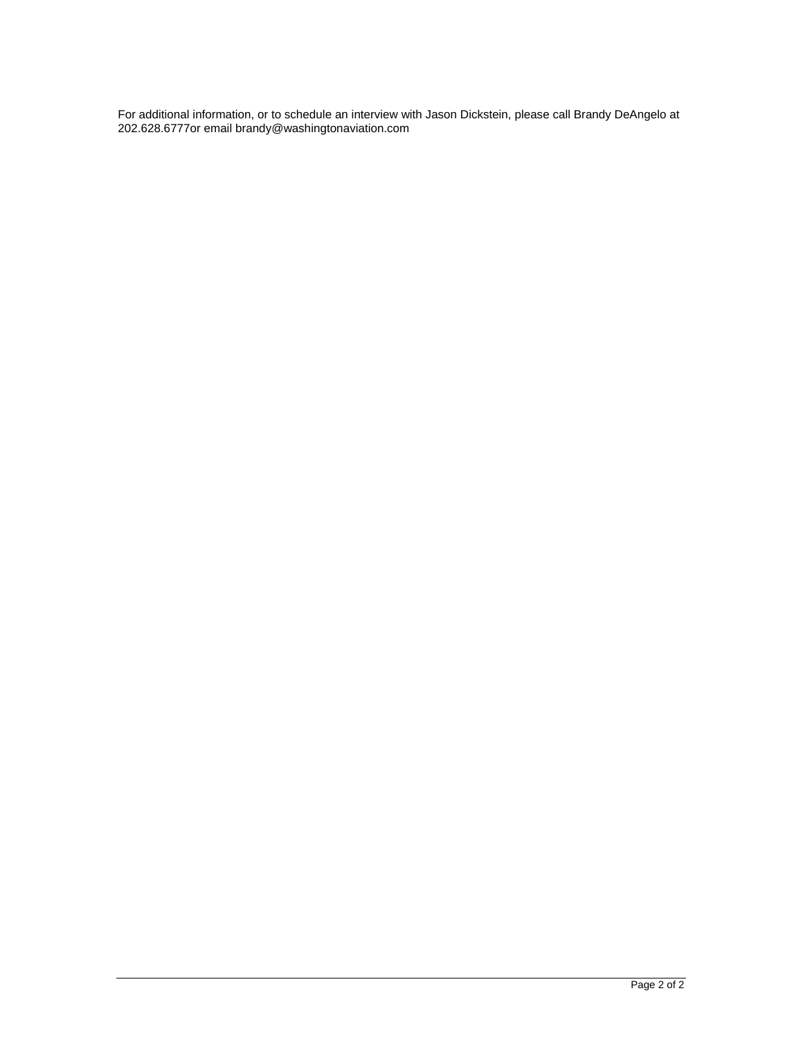For additional information, or to schedule an interview with Jason Dickstein, please call Brandy DeAngelo at 202.628.6777or email brandy@washingtonaviation.com